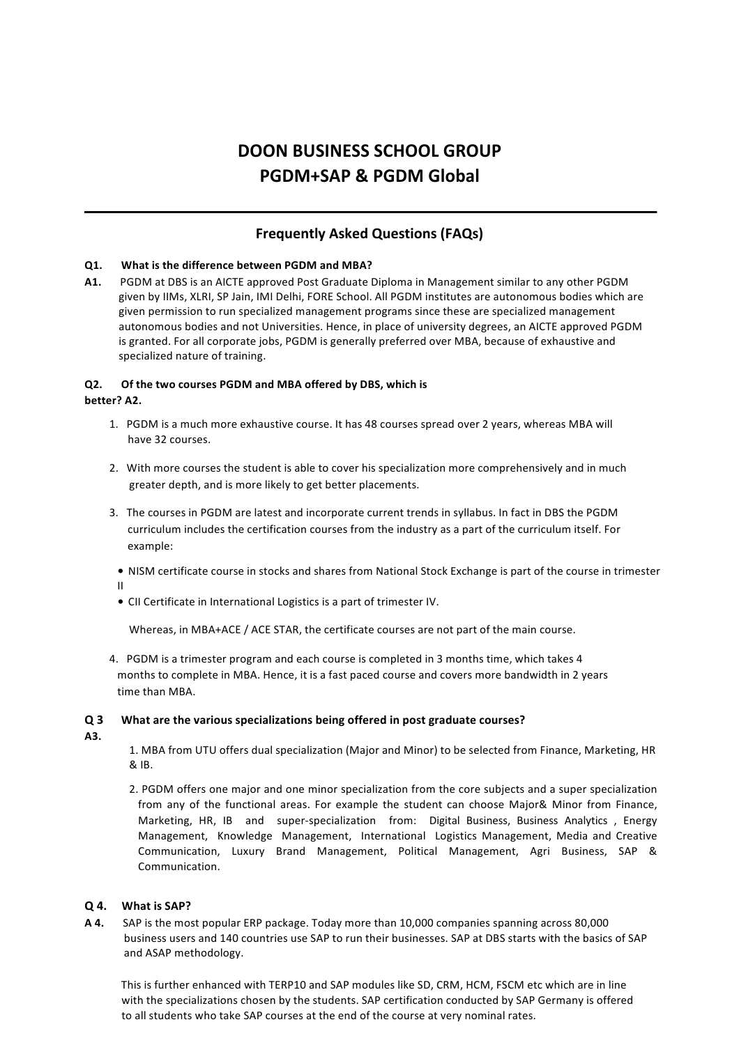# DOON BUSINESS SCHOOL GROUP
# PGDM+SAP & PGDM Global

---

## Frequently Asked Questions (FAQs)

**Q1. What is the difference between PGDM and MBA?**

**A1.** PGDM at DBS is an AICTE approved Post Graduate Diploma in Management similar to any other PGDM given by IIMs, XLRI, SP Jain, IMI Delhi, FORE School. All PGDM institutes are autonomous bodies which are given permission to run specialized management programs since these are specialized management autonomous bodies and not Universities. Hence, in place of university degrees, an AICTE approved PGDM is granted. For all corporate jobs, PGDM is generally preferred over MBA, because of exhaustive and specialized nature of training.

**Q2. Of the two courses PGDM and MBA offered by DBS, which is better? A2.**

1. PGDM is a much more exhaustive course. It has 48 courses spread over 2 years, whereas MBA will have 32 courses.

2. With more courses the student is able to cover his specialization more comprehensively and in much greater depth, and is more likely to get better placements.

3. The courses in PGDM are latest and incorporate current trends in syllabus. In fact in DBS the PGDM curriculum includes the certification courses from the industry as a part of the curriculum itself. For example:

   - NISM certificate course in stocks and shares from National Stock Exchange is part of the course in trimester II
   - CII Certificate in International Logistics is a part of trimester IV.

   Whereas, in MBA+ACE / ACE STAR, the certificate courses are not part of the main course.

4. PGDM is a trimester program and each course is completed in 3 months time, which takes 4 months to complete in MBA. Hence, it is a fast paced course and covers more bandwidth in 2 years time than MBA.

**Q 3 What are the various specializations being offered in post graduate courses?**

**A3.**

1. MBA from UTU offers dual specialization (Major and Minor) to be selected from Finance, Marketing, HR & IB.

2. PGDM offers one major and one minor specialization from the core subjects and a super specialization from any of the functional areas. For example the student can choose Major& Minor from Finance, Marketing, HR, IB and super-specialization from: Digital Business, Business Analytics , Energy Management, Knowledge Management, International Logistics Management, Media and Creative Communication, Luxury Brand Management, Political Management, Agri Business, SAP & Communication.

**Q 4. What is SAP?**

**A 4.** SAP is the most popular ERP package. Today more than 10,000 companies spanning across 80,000 business users and 140 countries use SAP to run their businesses. SAP at DBS starts with the basics of SAP and ASAP methodology.

This is further enhanced with TERP10 and SAP modules like SD, CRM, HCM, FSCM etc which are in line with the specializations chosen by the students. SAP certification conducted by SAP Germany is offered to all students who take SAP courses at the end of the course at very nominal rates.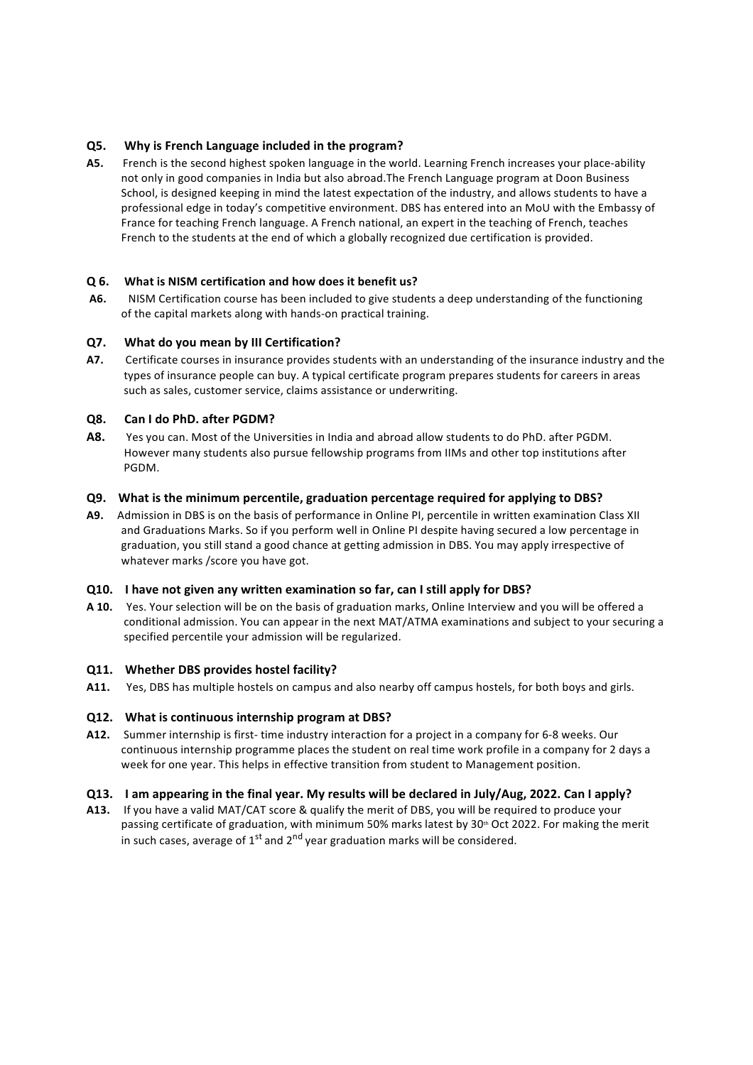**Q5. Why is French Language included in the program?**

**A5.** French is the second highest spoken language in the world. Learning French increases your place-ability not only in good companies in India but also abroad.The French Language program at Doon Business School, is designed keeping in mind the latest expectation of the industry, and allows students to have a professional edge in today's competitive environment. DBS has entered into an MoU with the Embassy of France for teaching French language. A French national, an expert in the teaching of French, teaches French to the students at the end of which a globally recognized due certification is provided.

**Q 6. What is NISM certification and how does it benefit us?**

**A6.** NISM Certification course has been included to give students a deep understanding of the functioning of the capital markets along with hands-on practical training.

**Q7. What do you mean by III Certification?**

**A7.** Certificate courses in insurance provides students with an understanding of the insurance industry and the types of insurance people can buy. A typical certificate program prepares students for careers in areas such as sales, customer service, claims assistance or underwriting.

**Q8. Can I do PhD. after PGDM?**

**A8.** Yes you can. Most of the Universities in India and abroad allow students to do PhD. after PGDM. However many students also pursue fellowship programs from IIMs and other top institutions after PGDM.

**Q9. What is the minimum percentile, graduation percentage required for applying to DBS?**

**A9.** Admission in DBS is on the basis of performance in Online PI, percentile in written examination Class XII and Graduations Marks. So if you perform well in Online PI despite having secured a low percentage in graduation, you still stand a good chance at getting admission in DBS. You may apply irrespective of whatever marks /score you have got.

**Q10. I have not given any written examination so far, can I still apply for DBS?**

**A 10.** Yes. Your selection will be on the basis of graduation marks, Online Interview and you will be offered a conditional admission. You can appear in the next MAT/ATMA examinations and subject to your securing a specified percentile your admission will be regularized.

**Q11. Whether DBS provides hostel facility?**

**A11.** Yes, DBS has multiple hostels on campus and also nearby off campus hostels, for both boys and girls.

**Q12. What is continuous internship program at DBS?**

**A12.** Summer internship is first- time industry interaction for a project in a company for 6-8 weeks. Our continuous internship programme places the student on real time work profile in a company for 2 days a week for one year. This helps in effective transition from student to Management position.

**Q13. I am appearing in the final year. My results will be declared in July/Aug, 2022. Can I apply?**

**A13.** If you have a valid MAT/CAT score & qualify the merit of DBS, you will be required to produce your passing certificate of graduation, with minimum 50% marks latest by 30th Oct 2022. For making the merit in such cases, average of 1st and 2nd year graduation marks will be considered.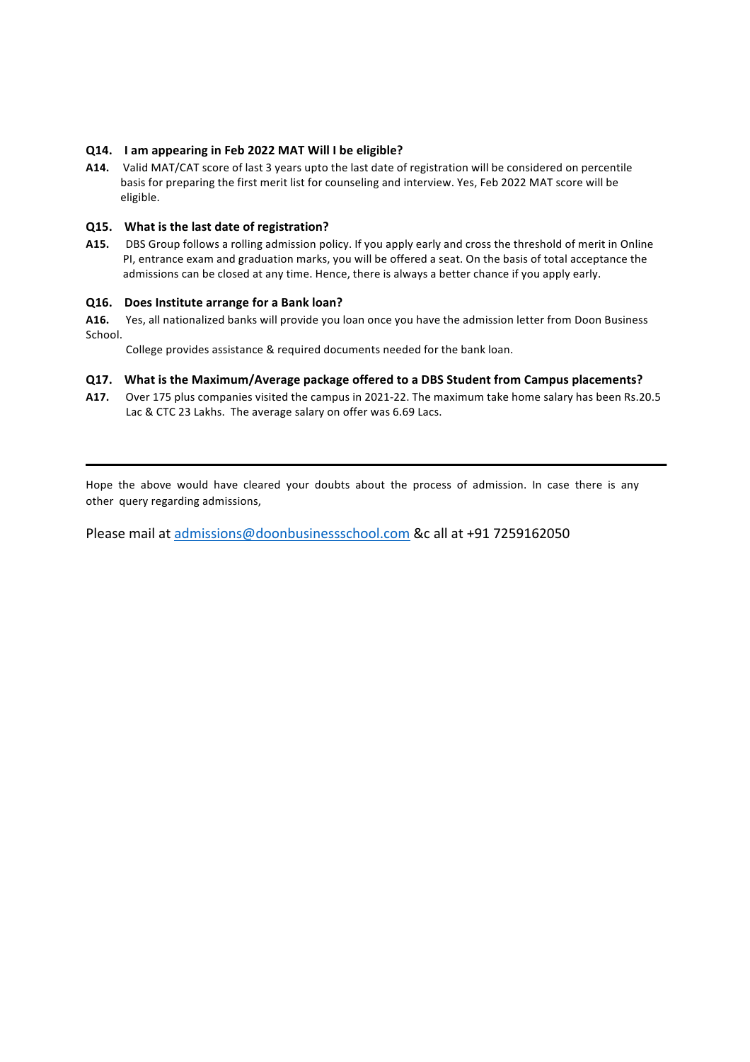**Q14. I am appearing in Feb 2022 MAT Will I be eligible?**

**A14.** Valid MAT/CAT score of last 3 years upto the last date of registration will be considered on percentile basis for preparing the first merit list for counseling and interview. Yes, Feb 2022 MAT score will be eligible.

**Q15. What is the last date of registration?**

**A15.** DBS Group follows a rolling admission policy. If you apply early and cross the threshold of merit in Online PI, entrance exam and graduation marks, you will be offered a seat. On the basis of total acceptance the admissions can be closed at any time. Hence, there is always a better chance if you apply early.

**Q16. Does Institute arrange for a Bank loan?**

**A16.** Yes, all nationalized banks will provide you loan once you have the admission letter from Doon Business School.

College provides assistance & required documents needed for the bank loan.

**Q17. What is the Maximum/Average package offered to a DBS Student from Campus placements?**

**A17.** Over 175 plus companies visited the campus in 2021-22. The maximum take home salary has been Rs.20.5 Lac & CTC 23 Lakhs. The average salary on offer was 6.69 Lacs.

---

Hope the above would have cleared your doubts about the process of admission. In case there is any other query regarding admissions,

Please mail at admissions@doonbusinessschool.com &c all at +91 7259162050